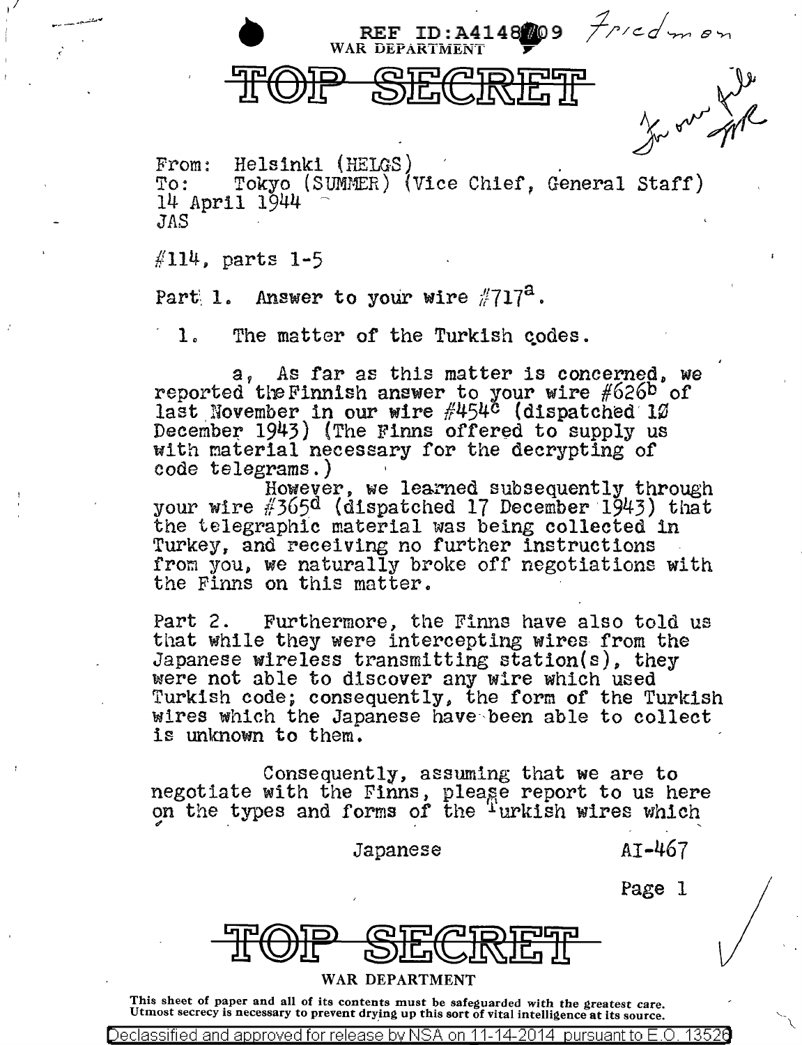REF ID:A4148709 Friedman

WAR DEPARTMENT

# TOP SECRET

For our file TRR

From: Helsinki (HELGS)
To: Tokyo (SUMMER) (Vice Chief, General Staff)
14 April 1944
JAS

#114, parts 1-5

Part 1. Answer to your wire #717[a].

1. The matter of the Turkish codes.

a, As far as this matter is concerned, we reported the Finnish answer to your wire #626[b] of last November in our wire #454[c] (dispatched 10 December 1943) (The Finns offered to supply us with material necessary for the decrypting of code telegrams.)

However, we learned subsequently through your wire #365[d] (dispatched 17 December 1943) that the telegraphic material was being collected in Turkey, and receiving no further instructions from you, we naturally broke off negotiations with the Finns on this matter.

Part 2. Furthermore, the Finns have also told us that while they were intercepting wires from the Japanese wireless transmitting station(s), they were not able to discover any wire which used Turkish code; consequently, the form of the Turkish wires which the Japanese have been able to collect is unknown to them.

Consequently, assuming that we are to negotiate with the Finns, please report to us here on the types and forms of the Turkish wires which

Japanese AI-467

TOP SECRET

WAR DEPARTMENT

This sheet of paper and all of its contents must be safeguarded with the greatest care. Utmost secrecy is necessary to prevent drying up this sort of vital intelligence at its source.

Declassified and approved for release by NSA on 11-14-2014 pursuant to E.O. 13526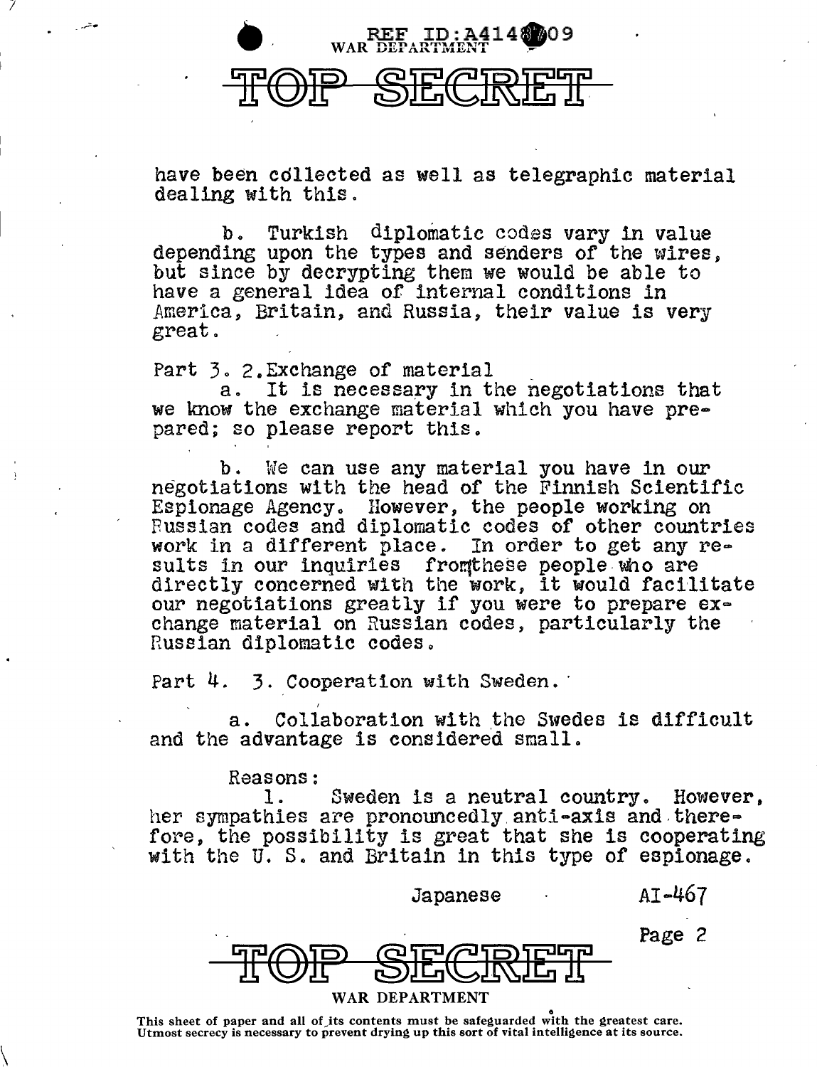have been collected as well as telegraphic material dealing with this.

b. Turkish diplomatic codes vary in value depending upon the types and senders of the wires, but since by decrypting them we would be able to have a general idea of internal conditions in America, Britain, and Russia, their value is very great.

Part 3. 2. Exchange of material

a. It is necessary in the negotiations that we know the exchange material which you have prepared; so please report this.

b. We can use any material you have in our negotiations with the head of the Finnish Scientific Espionage Agency. However, the people working on Russian codes and diplomatic codes of other countries work in a different place. In order to get any results in our inquiries from these people who are directly concerned with the work, it would facilitate our negotiations greatly if you were to prepare exchange material on Russian codes, particularly the Russian diplomatic codes.

Part 4. 3. Cooperation with Sweden.

a. Collaboration with the Swedes is difficult and the advantage is considered small.

Reasons:

1. Sweden is a neutral country. However, her sympathies are pronouncedly anti-axis and therefore, the possibility is great that she is cooperating with the U. S. and Britain in this type of espionage.

Japanese AI-467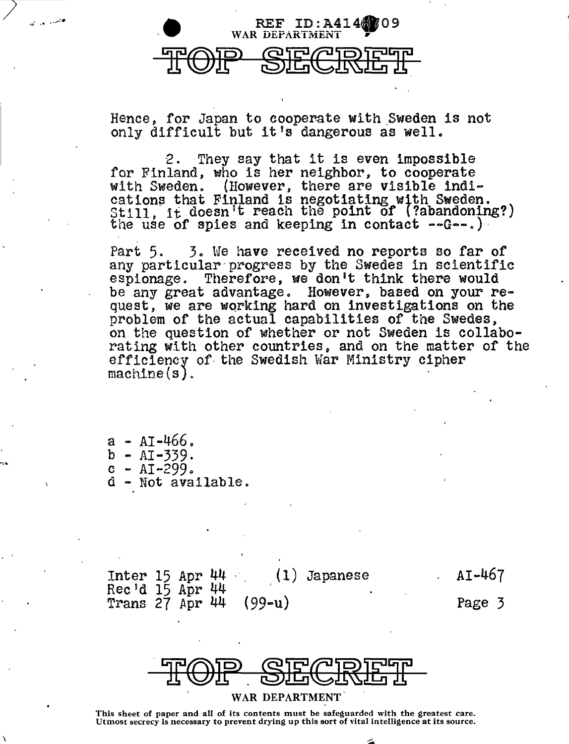REF ID:A414809
WAR DEPARTMENT

TOP SECRET

Hence, for Japan to cooperate with Sweden is not only difficult but it's dangerous as well.

2. They say that it is even impossible for Finland, who is her neighbor, to cooperate with Sweden. (However, there are visible indications that Finland is negotiating with Sweden. Still, it doesn't reach the point of (?abandoning?) the use of spies and keeping in contact --G--.)

Part 5. 3. We have received no reports so far of any particular progress by the Swedes in scientific espionage. Therefore, we don't think there would be any great advantage. However, based on your request, we are working hard on investigations on the problem of the actual capabilities of the Swedes, on the question of whether or not Sweden is collaborating with other countries, and on the matter of the efficiency of the Swedish War Ministry cipher machine(s).

a - AI-466.
b - AI-339.
c - AI-299.
d - Not available.

Inter 15 Apr 44 (1) Japanese AI-467
Rec'd 15 Apr 44
Trans 27 Apr 44 (99-u) Page 3

TOP SECRET
WAR DEPARTMENT

This sheet of paper and all of its contents must be safeguarded with the greatest care. Utmost secrecy is necessary to prevent drying up this sort of vital intelligence at its source.